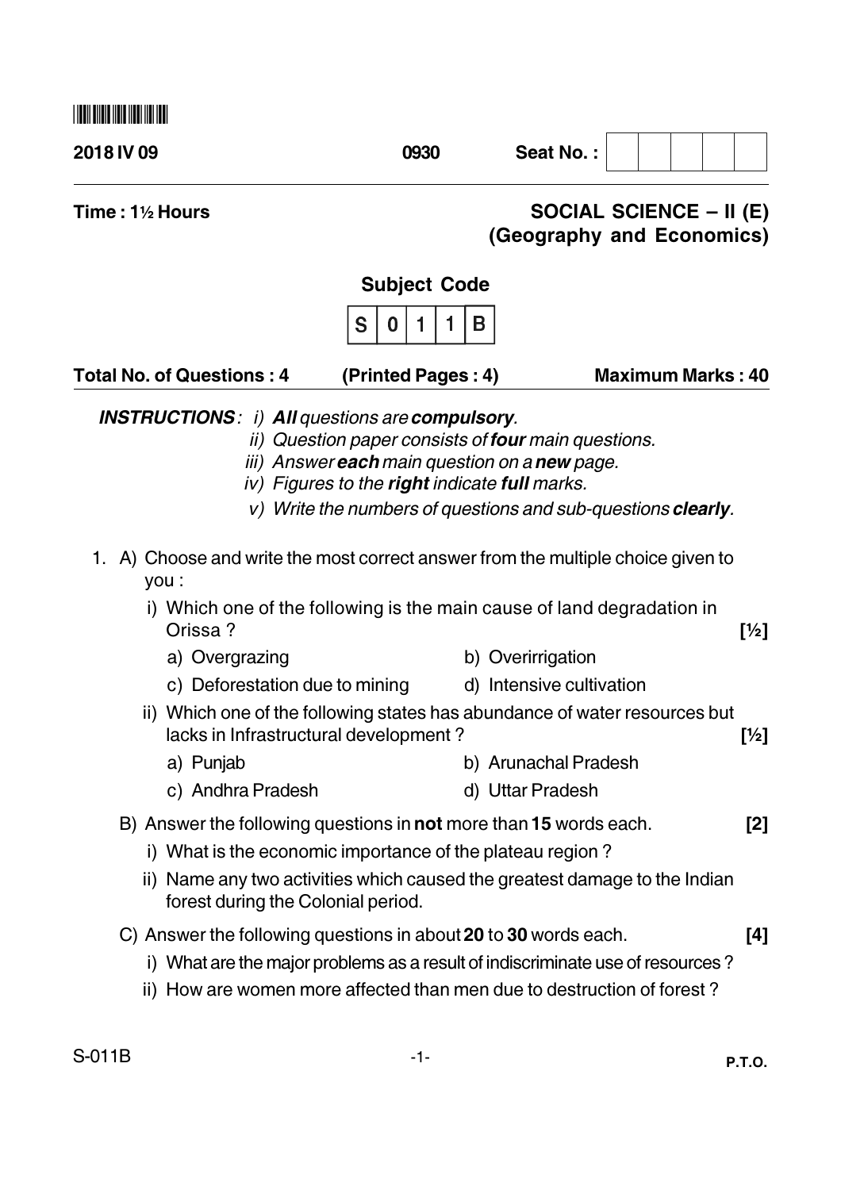**2018 IV 09** &nbsp;&nbsp;&nbsp;&nbsp; **0930** &nbsp;&nbsp;&nbsp;&nbsp; **Seat No. :**

**Time : 1½ Hours**

**SOCIAL SCIENCE – II (E)**
**(Geography and Economics)**

**Subject Code**

| S | 0 | 1 | 1 | B |
|---|---|---|---|---|

**Total No. of Questions : 4** &nbsp;&nbsp;&nbsp;&nbsp; **(Printed Pages : 4)** &nbsp;&nbsp;&nbsp;&nbsp; **Maximum Marks : 40**

***INSTRUCTIONS*** *: i)* ***All*** *questions are* ***compulsory****.*
*ii) Question paper consists of* ***four*** *main questions.*
*iii) Answer* ***each*** *main question on a* ***new*** *page.*
*iv) Figures to the* ***right*** *indicate* ***full*** *marks.*
*v) Write the numbers of questions and sub-questions* ***clearly****.*

1. A) Choose and write the most correct answer from the multiple choice given to you :

   i) Which one of the following is the main cause of land degradation in Orissa ? **[½]**

   a) Overgrazing
   b) Overirrigation
   c) Deforestation due to mining
   d) Intensive cultivation

   ii) Which one of the following states has abundance of water resources but lacks in Infrastructural development ? **[½]**

   a) Punjab
   b) Arunachal Pradesh
   c) Andhra Pradesh
   d) Uttar Pradesh

   B) Answer the following questions in **not** more than **15** words each. **[2]**

   i) What is the economic importance of the plateau region ?

   ii) Name any two activities which caused the greatest damage to the Indian forest during the Colonial period.

   C) Answer the following questions in about **20** to **30** words each. **[4]**

   i) What are the major problems as a result of indiscriminate use of resources ?

   ii) How are women more affected than men due to destruction of forest ?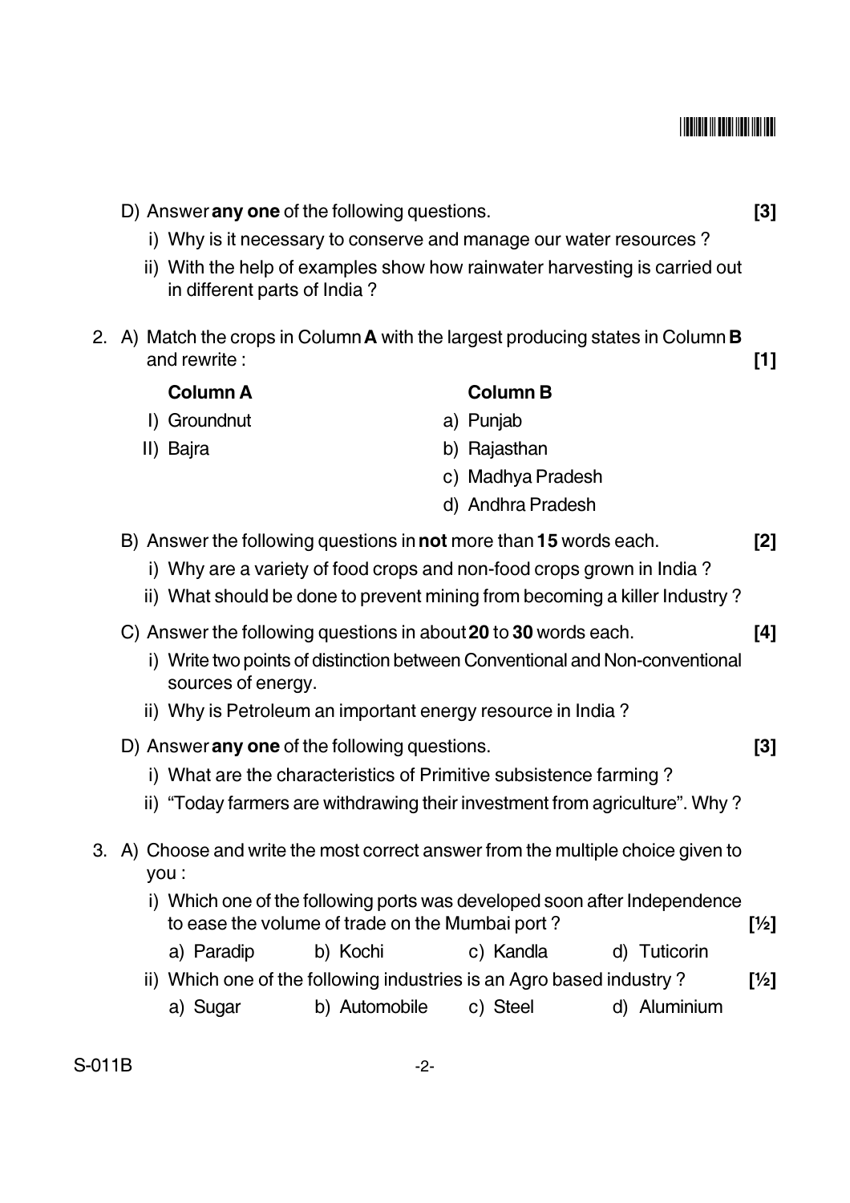D) Answer **any one** of the following questions. **[3]**

i) Why is it necessary to conserve and manage our water resources ?

ii) With the help of examples show how rainwater harvesting is carried out in different parts of India ?

2. A) Match the crops in Column **A** with the largest producing states in Column **B** and rewrite : **[1]**

| **Column A** | **Column B** |
|---|---|
| I) Groundnut | a) Punjab |
| II) Bajra | b) Rajasthan |
| | c) Madhya Pradesh |
| | d) Andhra Pradesh |

B) Answer the following questions in **not** more than **15** words each. **[2]**

i) Why are a variety of food crops and non-food crops grown in India ?

ii) What should be done to prevent mining from becoming a killer Industry ?

C) Answer the following questions in about **20** to **30** words each. **[4]**

i) Write two points of distinction between Conventional and Non-conventional sources of energy.

ii) Why is Petroleum an important energy resource in India ?

D) Answer **any one** of the following questions. **[3]**

i) What are the characteristics of Primitive subsistence farming ?

ii) "Today farmers are withdrawing their investment from agriculture". Why ?

3. A) Choose and write the most correct answer from the multiple choice given to you :

i) Which one of the following ports was developed soon after Independence to ease the volume of trade on the Mumbai port ? **[½]**

a) Paradip b) Kochi c) Kandla d) Tuticorin

ii) Which one of the following industries is an Agro based industry ? **[½]**

a) Sugar b) Automobile c) Steel d) Aluminium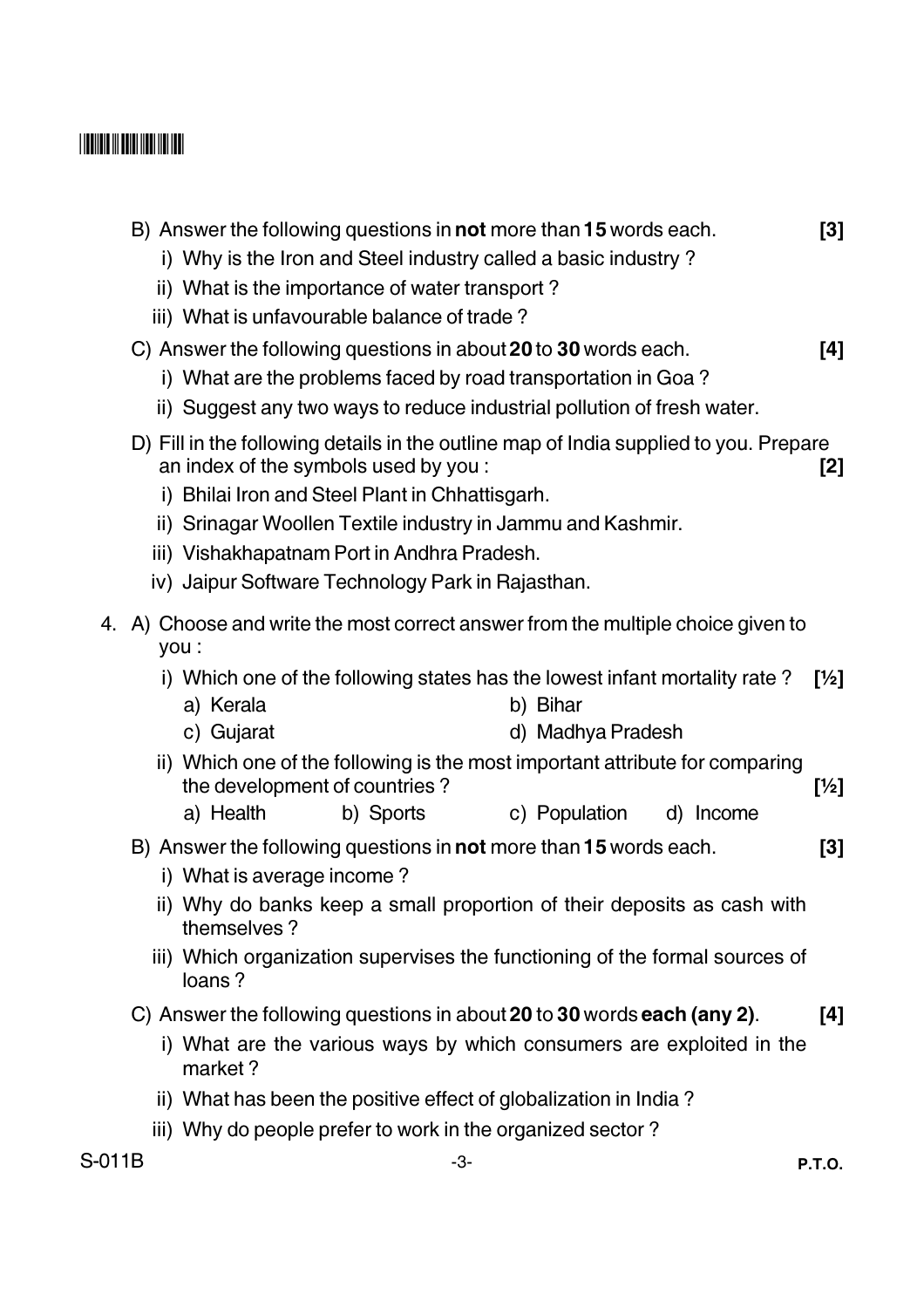B) Answer the following questions in **not** more than **15** words each. **[3]**

i) Why is the Iron and Steel industry called a basic industry ?

ii) What is the importance of water transport ?

iii) What is unfavourable balance of trade ?

C) Answer the following questions in about **20** to **30** words each. **[4]**

i) What are the problems faced by road transportation in Goa ?

ii) Suggest any two ways to reduce industrial pollution of fresh water.

D) Fill in the following details in the outline map of India supplied to you. Prepare an index of the symbols used by you : **[2]**

i) Bhilai Iron and Steel Plant in Chhattisgarh.

ii) Srinagar Woollen Textile industry in Jammu and Kashmir.

iii) Vishakhapatnam Port in Andhra Pradesh.

iv) Jaipur Software Technology Park in Rajasthan.

4. A) Choose and write the most correct answer from the multiple choice given to you :

i) Which one of the following states has the lowest infant mortality rate ? **[½]**

a) Kerala
b) Bihar
c) Gujarat
d) Madhya Pradesh

ii) Which one of the following is the most important attribute for comparing the development of countries ? **[½]**

a) Health
b) Sports
c) Population
d) Income

B) Answer the following questions in **not** more than **15** words each. **[3]**

i) What is average income ?

ii) Why do banks keep a small proportion of their deposits as cash with themselves ?

iii) Which organization supervises the functioning of the formal sources of loans ?

C) Answer the following questions in about **20** to **30** words **each (any 2)**. **[4]**

i) What are the various ways by which consumers are exploited in the market ?

ii) What has been the positive effect of globalization in India ?

iii) Why do people prefer to work in the organized sector ?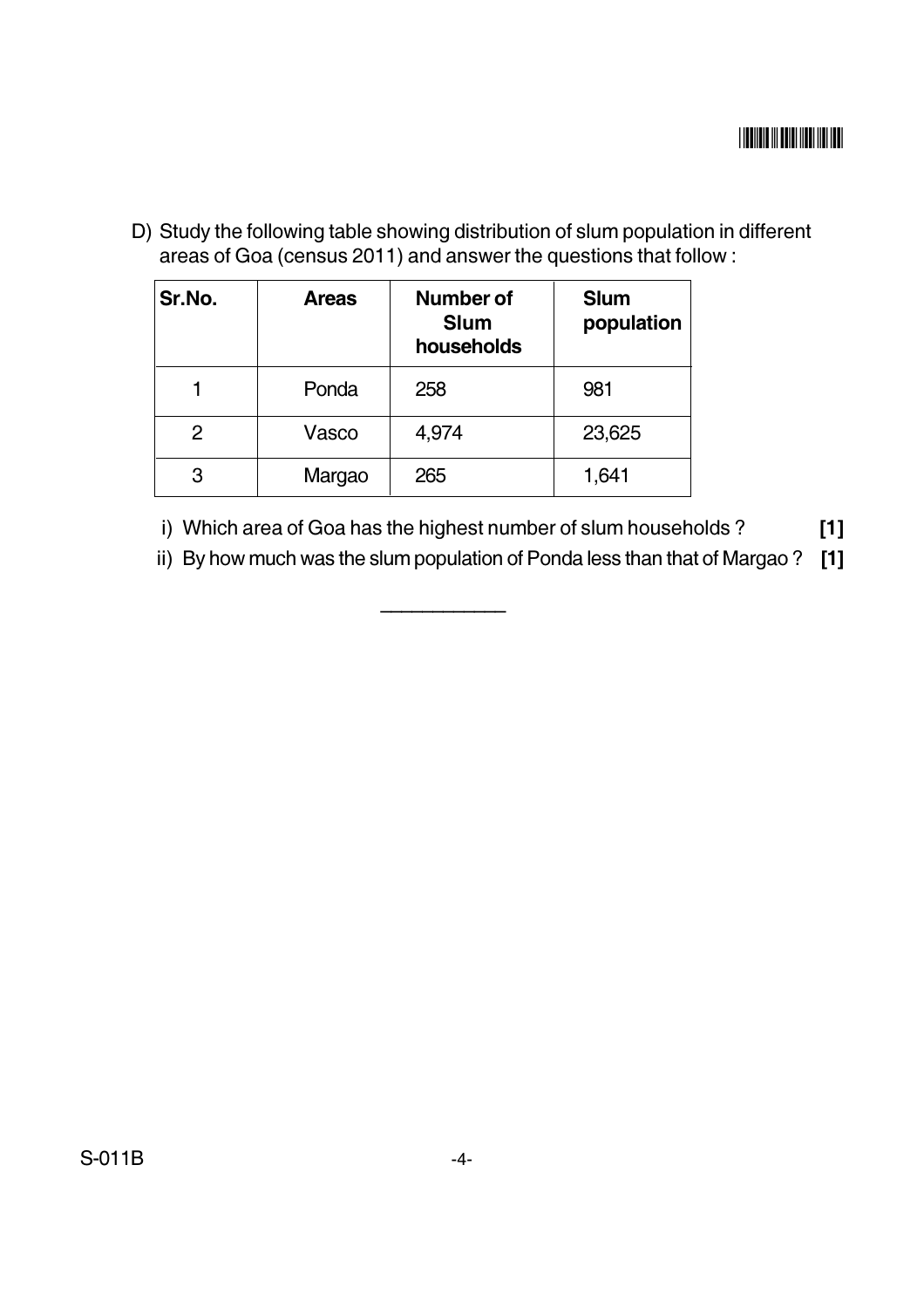D) Study the following table showing distribution of slum population in different areas of Goa (census 2011) and answer the questions that follow :

| Sr.No. | Areas | Number of Slum households | Slum population |
|---|---|---|---|
| 1 | Ponda | 258 | 981 |
| 2 | Vasco | 4,974 | 23,625 |
| 3 | Margao | 265 | 1,641 |

i) Which area of Goa has the highest number of slum households ? **[1]**

ii) By how much was the slum population of Ponda less than that of Margao ? **[1]**

---